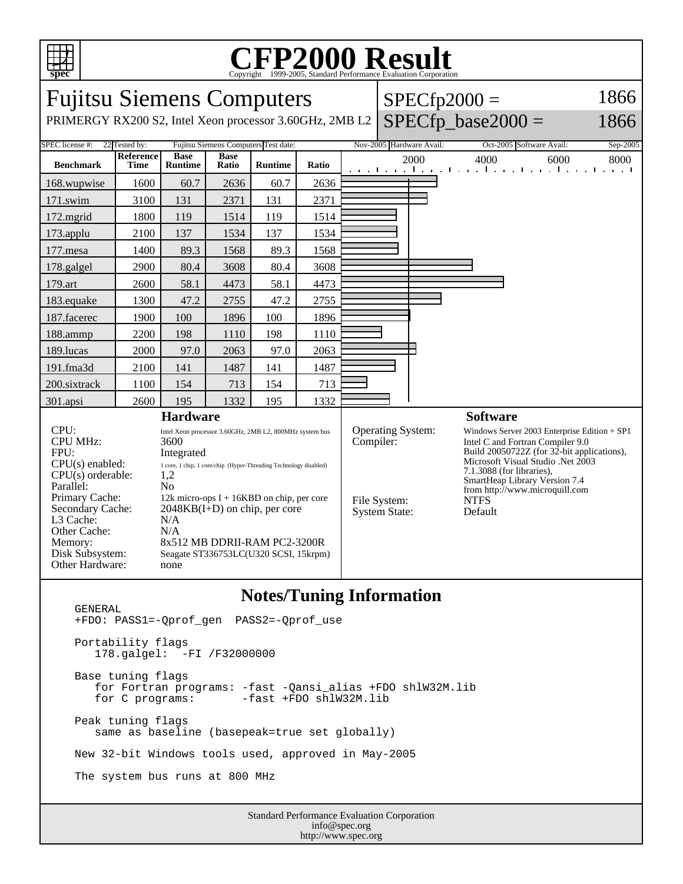# CFP2000 Result

Copyright 1999-2005, Standard Performance Evaluation Corporation

## Fujitsu Siemens Computers

PRIMERGY RX200 S2, Intel Xeon processor 3.60GHz, 2MB L2

SPECfp2000 = 1866

SPECfp_base2000 = 1866

| SPEC license #: | 22 | Tested by: | Fujitsu Siemens Computers | Test date: | Nov-2005 | Hardware Avail: | Oct-2005 | Software Avail: | Sep-2005 |
|---|---|---|---|---|---|---|---|---|---|

| Benchmark | Reference Time | Base Runtime | Base Ratio | Runtime | Ratio |
|---|---|---|---|---|---|
| 168.wupwise | 1600 | 60.7 | 2636 | 60.7 | 2636 |
| 171.swim | 3100 | 131 | 2371 | 131 | 2371 |
| 172.mgrid | 1800 | 119 | 1514 | 119 | 1514 |
| 173.applu | 2100 | 137 | 1534 | 137 | 1534 |
| 177.mesa | 1400 | 89.3 | 1568 | 89.3 | 1568 |
| 178.galgel | 2900 | 80.4 | 3608 | 80.4 | 3608 |
| 179.art | 2600 | 58.1 | 4473 | 58.1 | 4473 |
| 183.equake | 1300 | 47.2 | 2755 | 47.2 | 2755 |
| 187.facerec | 1900 | 100 | 1896 | 100 | 1896 |
| 188.ammp | 2200 | 198 | 1110 | 198 | 1110 |
| 189.lucas | 2000 | 97.0 | 2063 | 97.0 | 2063 |
| 191.fma3d | 2100 | 141 | 1487 | 141 | 1487 |
| 200.sixtrack | 1100 | 154 | 713 | 154 | 713 |
| 301.apsi | 2600 | 195 | 1332 | 195 | 1332 |

### Hardware

| | |
|---|---|
| CPU: | Intel Xeon processor 3.60GHz, 2MB L2, 800MHz system bus |
| CPU MHz: | 3600 |
| FPU: | Integrated |
| CPU(s) enabled: | 1 core, 1 chip, 1 core/chip (Hyper-Threading Technology disabled) |
| CPU(s) orderable: | 1,2 |
| Parallel: | No |
| Primary Cache: | 12k micro-ops I + 16KBD on chip, per core |
| Secondary Cache: | 2048KB(I+D) on chip, per core |
| L3 Cache: | N/A |
| Other Cache: | N/A |
| Memory: | 8x512 MB DDRII-RAM PC2-3200R |
| Disk Subsystem: | Seagate ST336753LC(U320 SCSI, 15krpm) |
| Other Hardware: | none |

### Software

| | |
|---|---|
| Operating System: | Windows Server 2003 Enterprise Edition + SP1 |
| Compiler: | Intel C and Fortran Compiler 9.0 Build 20050722Z (for 32-bit applications), Microsoft Visual Studio .Net 2003 7.1.3088 (for libraries), SmartHeap Library Version 7.4 from http://www.microquill.com |
| File System: | NTFS |
| System State: | Default |

### Notes/Tuning Information

```
GENERAL
+FDO: PASS1=-Qprof_gen  PASS2=-Qprof_use

Portability flags
   178.galgel:  -FI /F32000000

Base tuning flags
   for Fortran programs: -fast -Qansi_alias +FDO shlW32M.lib
   for C programs:       -fast +FDO shlW32M.lib

Peak tuning flags
   same as baseline (basepeak=true set globally)

New 32-bit Windows tools used, approved in May-2005

The system bus runs at 800 MHz
```

Standard Performance Evaluation Corporation
info@spec.org
http://www.spec.org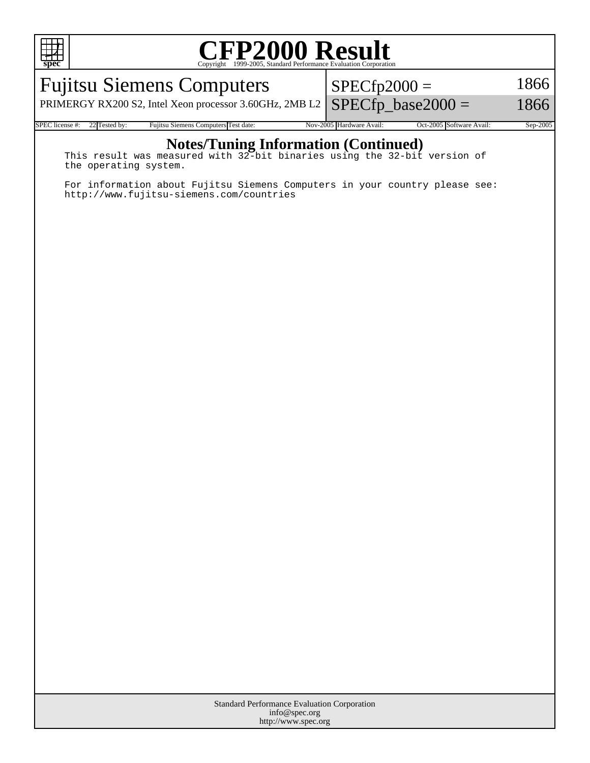# CFP2000 Result

Copyright 1999-2005, Standard Performance Evaluation Corporation

## Fujitsu Siemens Computers

PRIMERGY RX200 S2, Intel Xeon processor 3.60GHz, 2MB L2

SPECfp2000 = 1866

SPECfp_base2000 = 1866

| SPEC license #: | 22 | Tested by: | Fujitsu Siemens Computers | Test date: | Nov-2005 | Hardware Avail: | Oct-2005 | Software Avail: | Sep-2005 |
|---|---|---|---|---|---|---|---|---|---|

### Notes/Tuning Information (Continued)

```
This result was measured with 32-bit binaries using the 32-bit version of
the operating system.

For information about Fujitsu Siemens Computers in your country please see:
http://www.fujitsu-siemens.com/countries
```

Standard Performance Evaluation Corporation
info@spec.org
http://www.spec.org